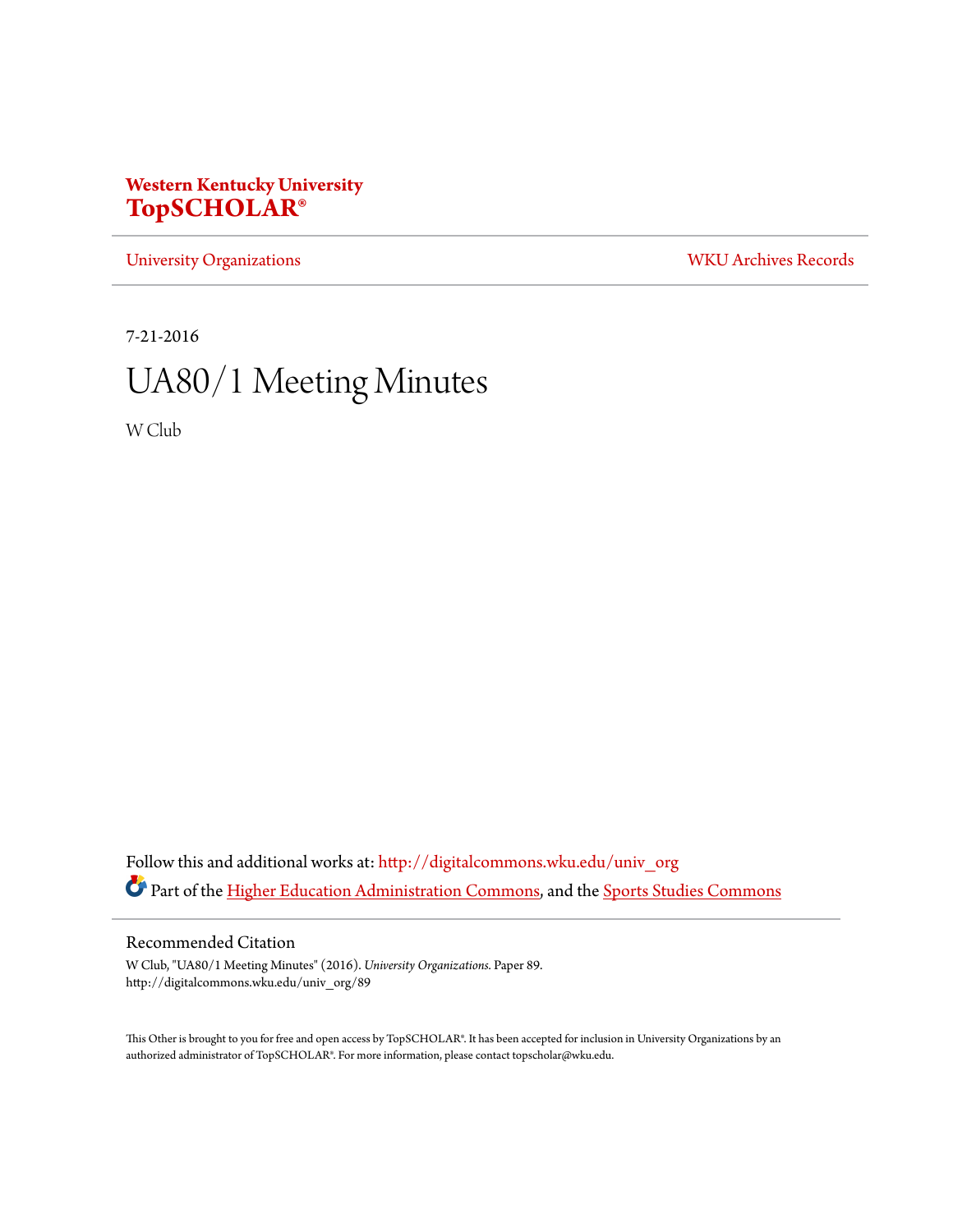**Western Kentucky University**
**TopSCHOLAR®**

University Organizations | WKU Archives Records

7-21-2016

# UA80/1 Meeting Minutes

W Club

Follow this and additional works at: http://digitalcommons.wku.edu/univ_org

Part of the Higher Education Administration Commons, and the Sports Studies Commons

## Recommended Citation

W Club, "UA80/1 Meeting Minutes" (2016). *University Organizations.* Paper 89.
http://digitalcommons.wku.edu/univ_org/89

This Other is brought to you for free and open access by TopSCHOLAR®. It has been accepted for inclusion in University Organizations by an authorized administrator of TopSCHOLAR®. For more information, please contact topscholar@wku.edu.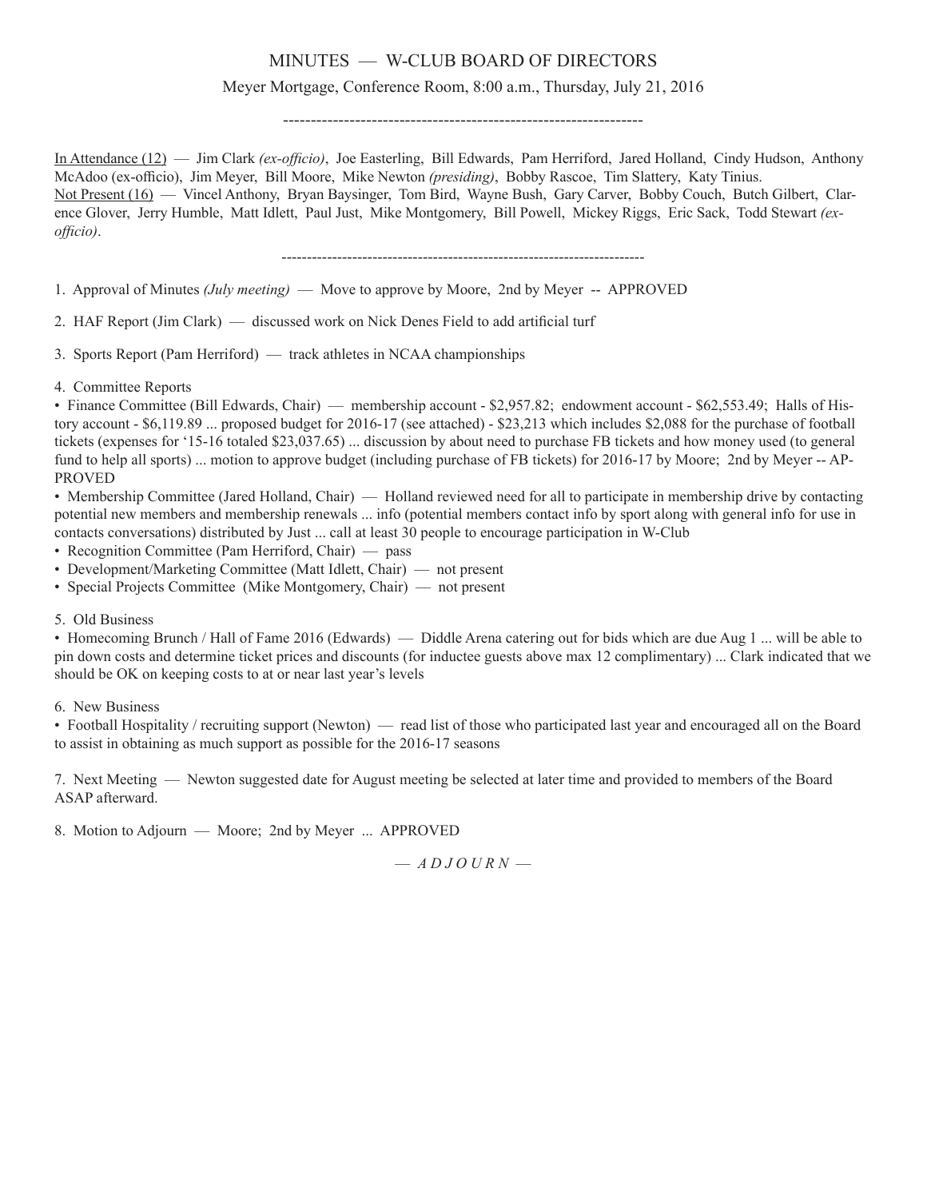# MINUTES — W-CLUB BOARD OF DIRECTORS

Meyer Mortgage, Conference Room, 8:00 a.m., Thursday, July 21, 2016

------------------------------------------------------------------

In Attendance (12) — Jim Clark *(ex-officio)*, Joe Easterling, Bill Edwards, Pam Herriford, Jared Holland, Cindy Hudson, Anthony McAdoo (ex-officio), Jim Meyer, Bill Moore, Mike Newton *(presiding)*, Bobby Rascoe, Tim Slattery, Katy Tinius.
Not Present (16) — Vincel Anthony, Bryan Baysinger, Tom Bird, Wayne Bush, Gary Carver, Bobby Couch, Butch Gilbert, Clarence Glover, Jerry Humble, Matt Idlett, Paul Just, Mike Montgomery, Bill Powell, Mickey Riggs, Eric Sack, Todd Stewart *(ex-officio)*.

------------------------------------------------------------------------

1. Approval of Minutes *(July meeting)* — Move to approve by Moore, 2nd by Meyer -- APPROVED

2. HAF Report (Jim Clark) — discussed work on Nick Denes Field to add artificial turf

3. Sports Report (Pam Herriford) — track athletes in NCAA championships

4. Committee Reports

- Finance Committee (Bill Edwards, Chair) — membership account - $2,957.82; endowment account - $62,553.49; Halls of History account - $6,119.89 ... proposed budget for 2016-17 (see attached) - $23,213 which includes $2,088 for the purchase of football tickets (expenses for '15-16 totaled $23,037.65) ... discussion by about need to purchase FB tickets and how money used (to general fund to help all sports) ... motion to approve budget (including purchase of FB tickets) for 2016-17 by Moore; 2nd by Meyer -- APPROVED
- Membership Committee (Jared Holland, Chair) — Holland reviewed need for all to participate in membership drive by contacting potential new members and membership renewals ... info (potential members contact info by sport along with general info for use in contacts conversations) distributed by Just ... call at least 30 people to encourage participation in W-Club
- Recognition Committee (Pam Herriford, Chair) — pass
- Development/Marketing Committee (Matt Idlett, Chair) — not present
- Special Projects Committee (Mike Montgomery, Chair) — not present

5. Old Business

- Homecoming Brunch / Hall of Fame 2016 (Edwards) — Diddle Arena catering out for bids which are due Aug 1 ... will be able to pin down costs and determine ticket prices and discounts (for inductee guests above max 12 complimentary) ... Clark indicated that we should be OK on keeping costs to at or near last year's levels

6. New Business

- Football Hospitality / recruiting support (Newton) — read list of those who participated last year and encouraged all on the Board to assist in obtaining as much support as possible for the 2016-17 seasons

7. Next Meeting — Newton suggested date for August meeting be selected at later time and provided to members of the Board ASAP afterward.

8. Motion to Adjourn — Moore; 2nd by Meyer ... APPROVED

*— A D J O U R N —*